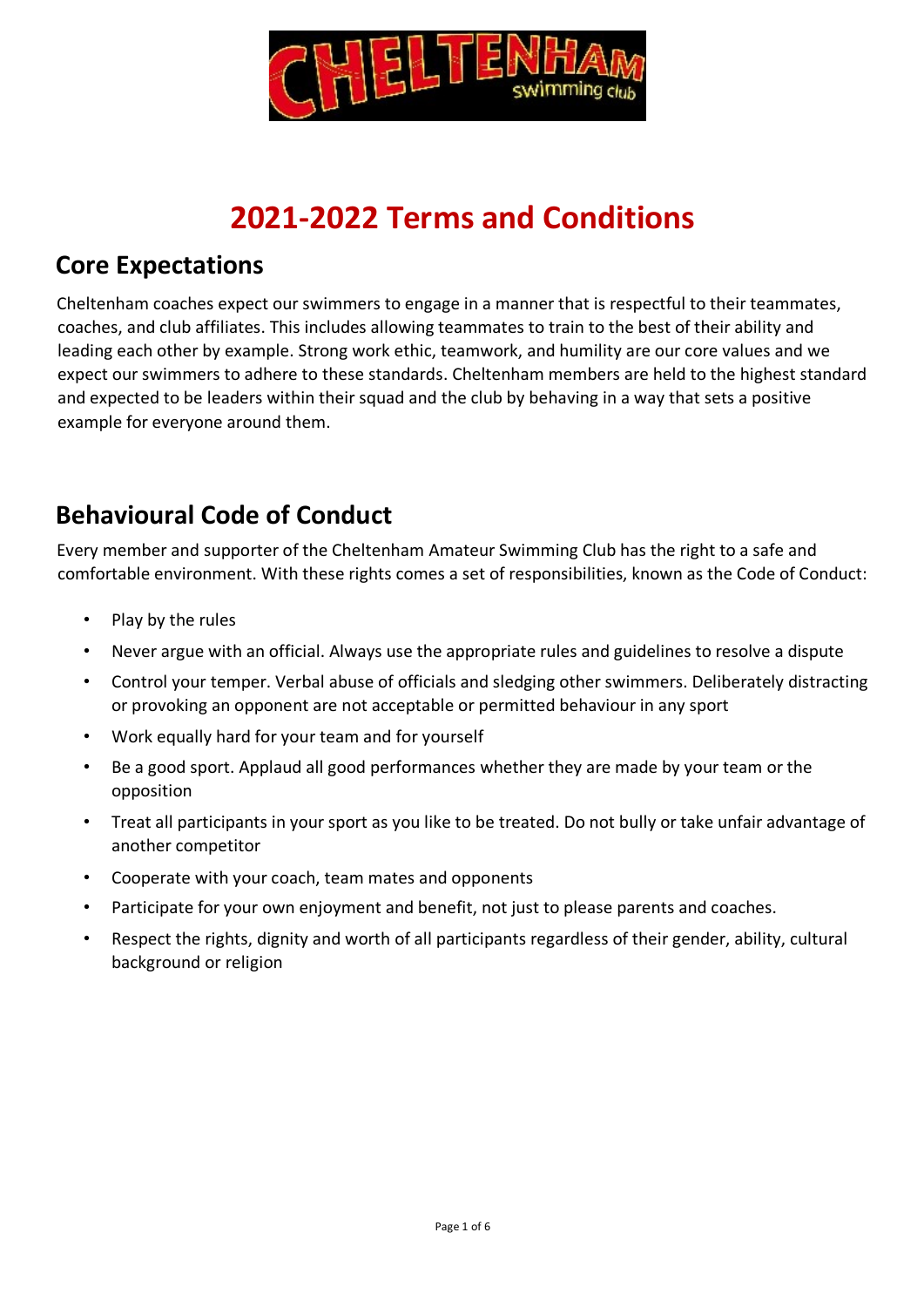# 2021-2022 Terms and Conditions

## Core Expectations

Cheltenham coaches expect our swimmers to engage in a manner that is respectful to their teammates, coaches, and club affiliates. This includes allowing teammates to train to the best of their ability and leading each other by example. Strong work ethic, teamwork, and humility are our core values and we expect our swimmers to adhere to these standards. Cheltenham members are held to the highest standard and expected to be leaders within their squad and the club by behaving in a way that sets a positive example for everyone around them.

## Behavioural Code of Conduct

Every member and supporter of the Cheltenham Amateur Swimming Club has the right to a safe and comfortable environment. With these rights comes a set of responsibilities, known as the Code of Conduct:

- Play by the rules
- Never argue with an official. Always use the appropriate rules and guidelines to resolve a dispute
- Control your temper. Verbal abuse of officials and sledging other swimmers. Deliberately distracting or provoking an opponent are not acceptable or permitted behaviour in any sport
- Work equally hard for your team and for yourself
- Be a good sport. Applaud all good performances whether they are made by your team or the opposition
- Treat all participants in your sport as you like to be treated. Do not bully or take unfair advantage of another competitor
- Cooperate with your coach, team mates and opponents
- Participate for your own enjoyment and benefit, not just to please parents and coaches.
- Respect the rights, dignity and worth of all participants regardless of their gender, ability, cultural background or religion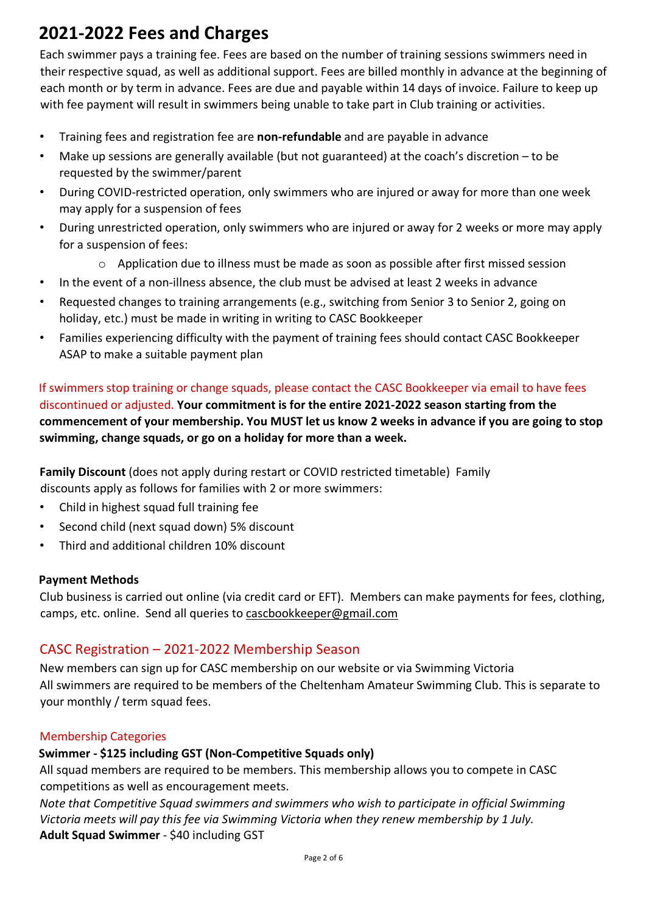# 2021-2022 Fees and Charges

Each swimmer pays a training fee. Fees are based on the number of training sessions swimmers need in their respective squad, as well as additional support. Fees are billed monthly in advance at the beginning of each month or by term in advance. Fees are due and payable within 14 days of invoice. Failure to keep up with fee payment will result in swimmers being unable to take part in Club training or activities.

- Training fees and registration fee are **non-refundable** and are payable in advance
- Make up sessions are generally available (but not guaranteed) at the coach's discretion – to be requested by the swimmer/parent
- During COVID-restricted operation, only swimmers who are injured or away for more than one week may apply for a suspension of fees
- During unrestricted operation, only swimmers who are injured or away for 2 weeks or more may apply for a suspension of fees:
    - Application due to illness must be made as soon as possible after first missed session
- In the event of a non-illness absence, the club must be advised at least 2 weeks in advance
- Requested changes to training arrangements (e.g., switching from Senior 3 to Senior 2, going on holiday, etc.) must be made in writing in writing to CASC Bookkeeper
- Families experiencing difficulty with the payment of training fees should contact CASC Bookkeeper ASAP to make a suitable payment plan

If swimmers stop training or change squads, please contact the CASC Bookkeeper via email to have fees discontinued or adjusted. **Your commitment is for the entire 2021-2022 season starting from the commencement of your membership. You MUST let us know 2 weeks in advance if you are going to stop swimming, change squads, or go on a holiday for more than a week.**

**Family Discount** (does not apply during restart or COVID restricted timetable) Family discounts apply as follows for families with 2 or more swimmers:

- Child in highest squad full training fee
- Second child (next squad down) 5% discount
- Third and additional children 10% discount

**Payment Methods**

Club business is carried out online (via credit card or EFT). Members can make payments for fees, clothing, camps, etc. online. Send all queries to cascbookkeeper@gmail.com

## CASC Registration – 2021-2022 Membership Season

New members can sign up for CASC membership on our website or via Swimming Victoria

All swimmers are required to be members of the Cheltenham Amateur Swimming Club. This is separate to your monthly / term squad fees.

### Membership Categories

**Swimmer - $125 including GST (Non-Competitive Squads only)**

All squad members are required to be members. This membership allows you to compete in CASC competitions as well as encouragement meets.

*Note that Competitive Squad swimmers and swimmers who wish to participate in official Swimming Victoria meets will pay this fee via Swimming Victoria when they renew membership by 1 July.*

**Adult Squad Swimmer** - $40 including GST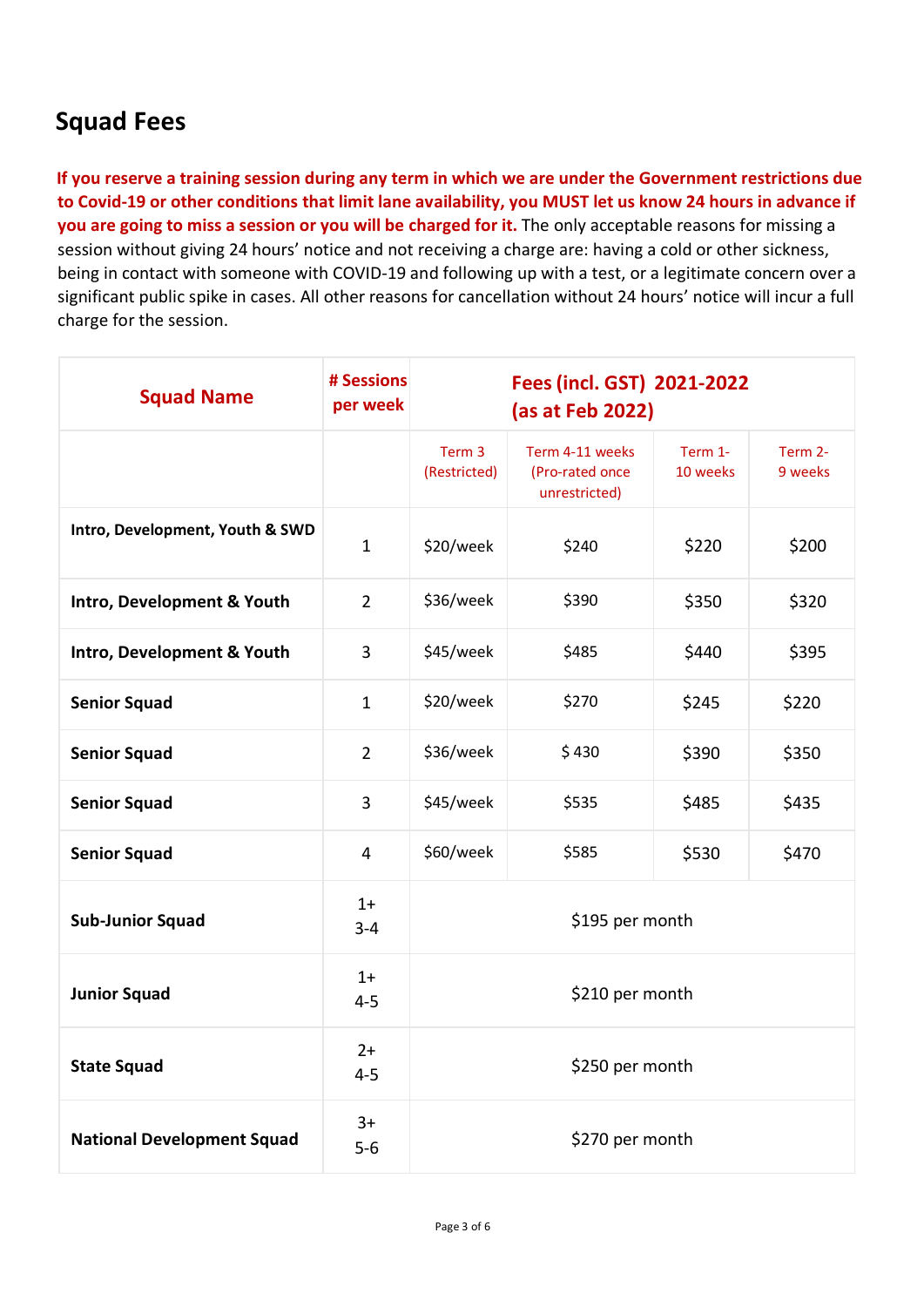## Squad Fees

**If you reserve a training session during any term in which we are under the Government restrictions due to Covid-19 or other conditions that limit lane availability, you MUST let us know 24 hours in advance if you are going to miss a session or you will be charged for it.** The only acceptable reasons for missing a session without giving 24 hours' notice and not receiving a charge are: having a cold or other sickness, being in contact with someone with COVID-19 and following up with a test, or a legitimate concern over a significant public spike in cases. All other reasons for cancellation without 24 hours' notice will incur a full charge for the session.

| Squad Name | # Sessions per week | Fees (incl. GST) 2021-2022 (as at Feb 2022) | | | |
|---|---|---|---|---|---|
| | | Term 3 (Restricted) | Term 4-11 weeks (Pro-rated once unrestricted) | Term 1-10 weeks | Term 2-9 weeks |
| **Intro, Development, Youth & SWD** | 1 | $20/week | $240 | $220 | $200 |
| **Intro, Development & Youth** | 2 | $36/week | $390 | $350 | $320 |
| **Intro, Development & Youth** | 3 | $45/week | $485 | $440 | $395 |
| **Senior Squad** | 1 | $20/week | $270 | $245 | $220 |
| **Senior Squad** | 2 | $36/week | $ 430 | $390 | $350 |
| **Senior Squad** | 3 | $45/week | $535 | $485 | $435 |
| **Senior Squad** | 4 | $60/week | $585 | $530 | $470 |
| **Sub-Junior Squad** | 1+ 3-4 | $195 per month | | | |
| **Junior Squad** | 1+ 4-5 | $210 per month | | | |
| **State Squad** | 2+ 4-5 | $250 per month | | | |
| **National Development Squad** | 3+ 5-6 | $270 per month | | | |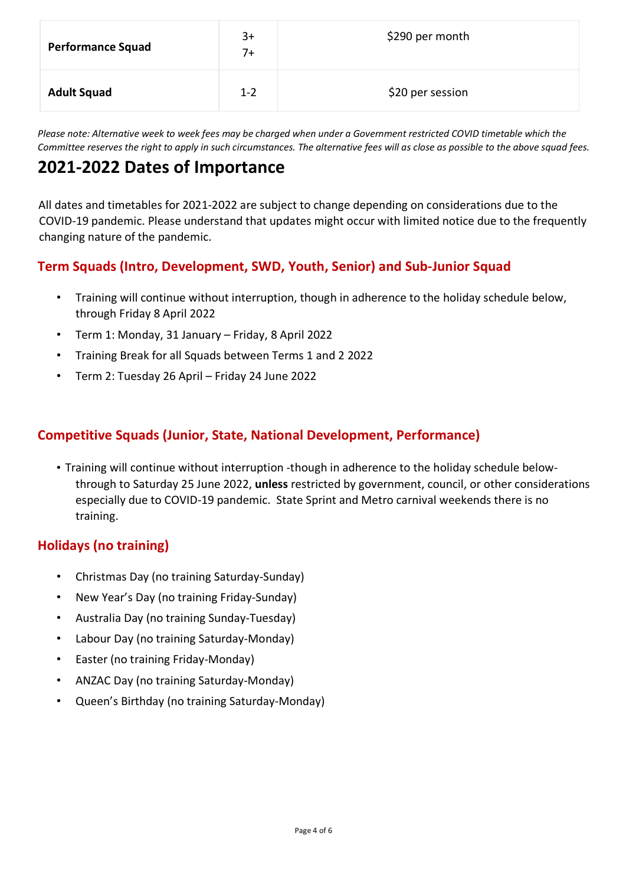| | | |
|---|---|---|
| **Performance Squad** | 3+<br>7+ | $290 per month |
| **Adult Squad** | 1-2 | $20 per session |

*Please note: Alternative week to week fees may be charged when under a Government restricted COVID timetable which the Committee reserves the right to apply in such circumstances. The alternative fees will as close as possible to the above squad fees.*

# 2021-2022 Dates of Importance

All dates and timetables for 2021-2022 are subject to change depending on considerations due to the COVID-19 pandemic. Please understand that updates might occur with limited notice due to the frequently changing nature of the pandemic.

### Term Squads (Intro, Development, SWD, Youth, Senior) and Sub-Junior Squad

- Training will continue without interruption, though in adherence to the holiday schedule below, through Friday 8 April 2022
- Term 1: Monday, 31 January – Friday, 8 April 2022
- Training Break for all Squads between Terms 1 and 2 2022
- Term 2: Tuesday 26 April – Friday 24 June 2022

### Competitive Squads (Junior, State, National Development, Performance)

- Training will continue without interruption -though in adherence to the holiday schedule below- through to Saturday 25 June 2022, **unless** restricted by government, council, or other considerations especially due to COVID-19 pandemic. State Sprint and Metro carnival weekends there is no training.

### Holidays (no training)

- Christmas Day (no training Saturday-Sunday)
- New Year's Day (no training Friday-Sunday)
- Australia Day (no training Sunday-Tuesday)
- Labour Day (no training Saturday-Monday)
- Easter (no training Friday-Monday)
- ANZAC Day (no training Saturday-Monday)
- Queen's Birthday (no training Saturday-Monday)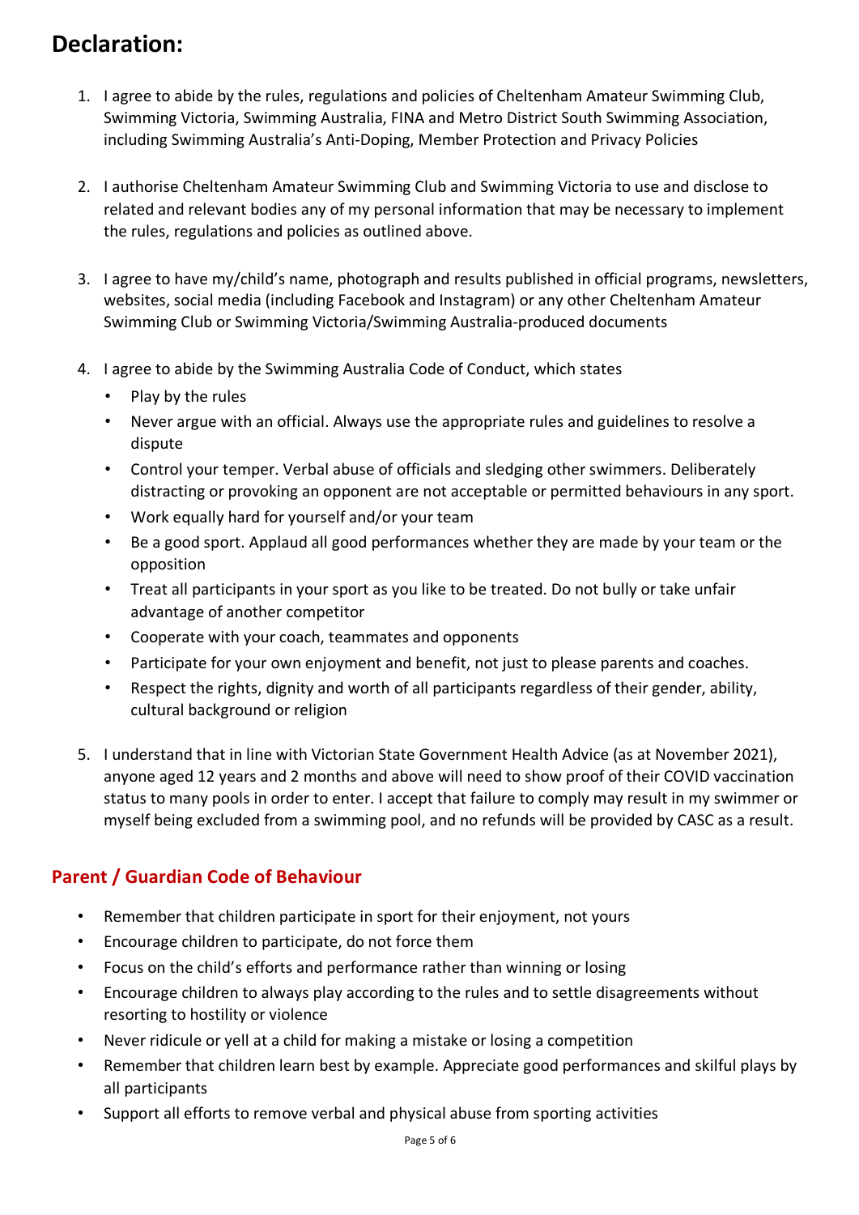# Declaration:

1. I agree to abide by the rules, regulations and policies of Cheltenham Amateur Swimming Club, Swimming Victoria, Swimming Australia, FINA and Metro District South Swimming Association, including Swimming Australia's Anti-Doping, Member Protection and Privacy Policies

2. I authorise Cheltenham Amateur Swimming Club and Swimming Victoria to use and disclose to related and relevant bodies any of my personal information that may be necessary to implement the rules, regulations and policies as outlined above.

3. I agree to have my/child's name, photograph and results published in official programs, newsletters, websites, social media (including Facebook and Instagram) or any other Cheltenham Amateur Swimming Club or Swimming Victoria/Swimming Australia-produced documents

4. I agree to abide by the Swimming Australia Code of Conduct, which states
   - Play by the rules
   - Never argue with an official. Always use the appropriate rules and guidelines to resolve a dispute
   - Control your temper. Verbal abuse of officials and sledging other swimmers. Deliberately distracting or provoking an opponent are not acceptable or permitted behaviours in any sport.
   - Work equally hard for yourself and/or your team
   - Be a good sport. Applaud all good performances whether they are made by your team or the opposition
   - Treat all participants in your sport as you like to be treated. Do not bully or take unfair advantage of another competitor
   - Cooperate with your coach, teammates and opponents
   - Participate for your own enjoyment and benefit, not just to please parents and coaches.
   - Respect the rights, dignity and worth of all participants regardless of their gender, ability, cultural background or religion

5. I understand that in line with Victorian State Government Health Advice (as at November 2021), anyone aged 12 years and 2 months and above will need to show proof of their COVID vaccination status to many pools in order to enter. I accept that failure to comply may result in my swimmer or myself being excluded from a swimming pool, and no refunds will be provided by CASC as a result.

## Parent / Guardian Code of Behaviour

- Remember that children participate in sport for their enjoyment, not yours
- Encourage children to participate, do not force them
- Focus on the child's efforts and performance rather than winning or losing
- Encourage children to always play according to the rules and to settle disagreements without resorting to hostility or violence
- Never ridicule or yell at a child for making a mistake or losing a competition
- Remember that children learn best by example. Appreciate good performances and skilful plays by all participants
- Support all efforts to remove verbal and physical abuse from sporting activities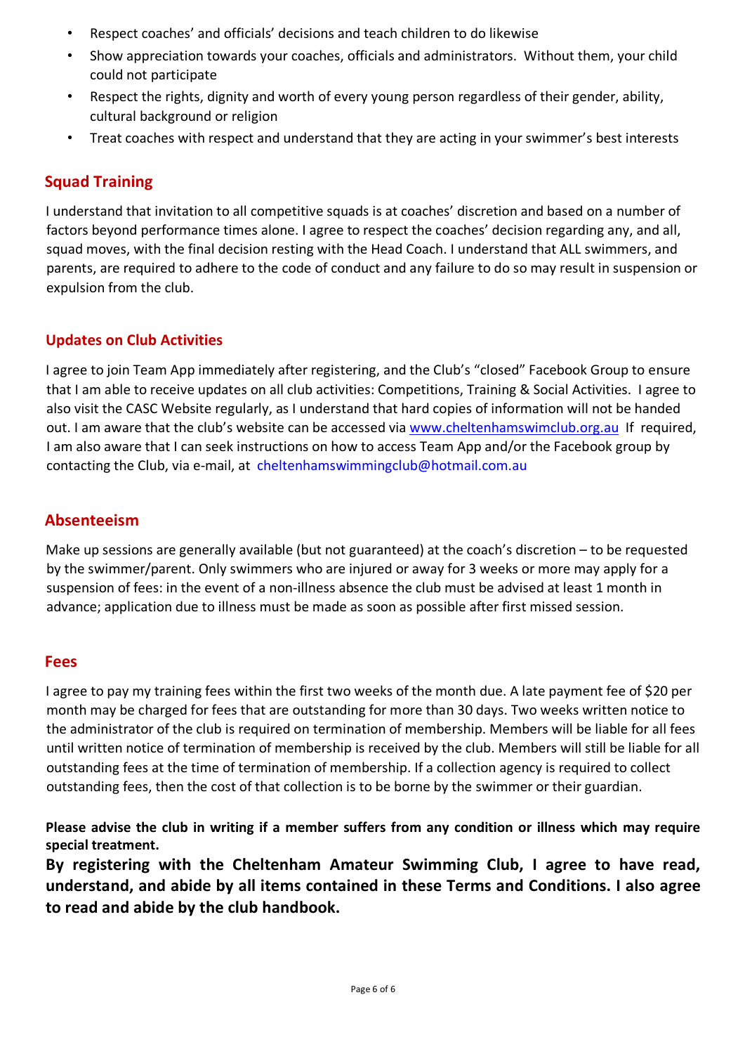- Respect coaches' and officials' decisions and teach children to do likewise
- Show appreciation towards your coaches, officials and administrators. Without them, your child could not participate
- Respect the rights, dignity and worth of every young person regardless of their gender, ability, cultural background or religion
- Treat coaches with respect and understand that they are acting in your swimmer's best interests

## Squad Training

I understand that invitation to all competitive squads is at coaches' discretion and based on a number of factors beyond performance times alone. I agree to respect the coaches' decision regarding any, and all, squad moves, with the final decision resting with the Head Coach. I understand that ALL swimmers, and parents, are required to adhere to the code of conduct and any failure to do so may result in suspension or expulsion from the club.

## Updates on Club Activities

I agree to join Team App immediately after registering, and the Club's "closed" Facebook Group to ensure that I am able to receive updates on all club activities: Competitions, Training & Social Activities. I agree to also visit the CASC Website regularly, as I understand that hard copies of information will not be handed out. I am aware that the club's website can be accessed via www.cheltenhamswimclub.org.au If required, I am also aware that I can seek instructions on how to access Team App and/or the Facebook group by contacting the Club, via e-mail, at cheltenhamswimmingclub@hotmail.com.au

## Absenteeism

Make up sessions are generally available (but not guaranteed) at the coach's discretion – to be requested by the swimmer/parent. Only swimmers who are injured or away for 3 weeks or more may apply for a suspension of fees: in the event of a non-illness absence the club must be advised at least 1 month in advance; application due to illness must be made as soon as possible after first missed session.

## Fees

I agree to pay my training fees within the first two weeks of the month due. A late payment fee of $20 per month may be charged for fees that are outstanding for more than 30 days. Two weeks written notice to the administrator of the club is required on termination of membership. Members will be liable for all fees until written notice of termination of membership is received by the club. Members will still be liable for all outstanding fees at the time of termination of membership. If a collection agency is required to collect outstanding fees, then the cost of that collection is to be borne by the swimmer or their guardian.

**Please advise the club in writing if a member suffers from any condition or illness which may require special treatment.**

**By registering with the Cheltenham Amateur Swimming Club, I agree to have read, understand, and abide by all items contained in these Terms and Conditions. I also agree to read and abide by the club handbook.**